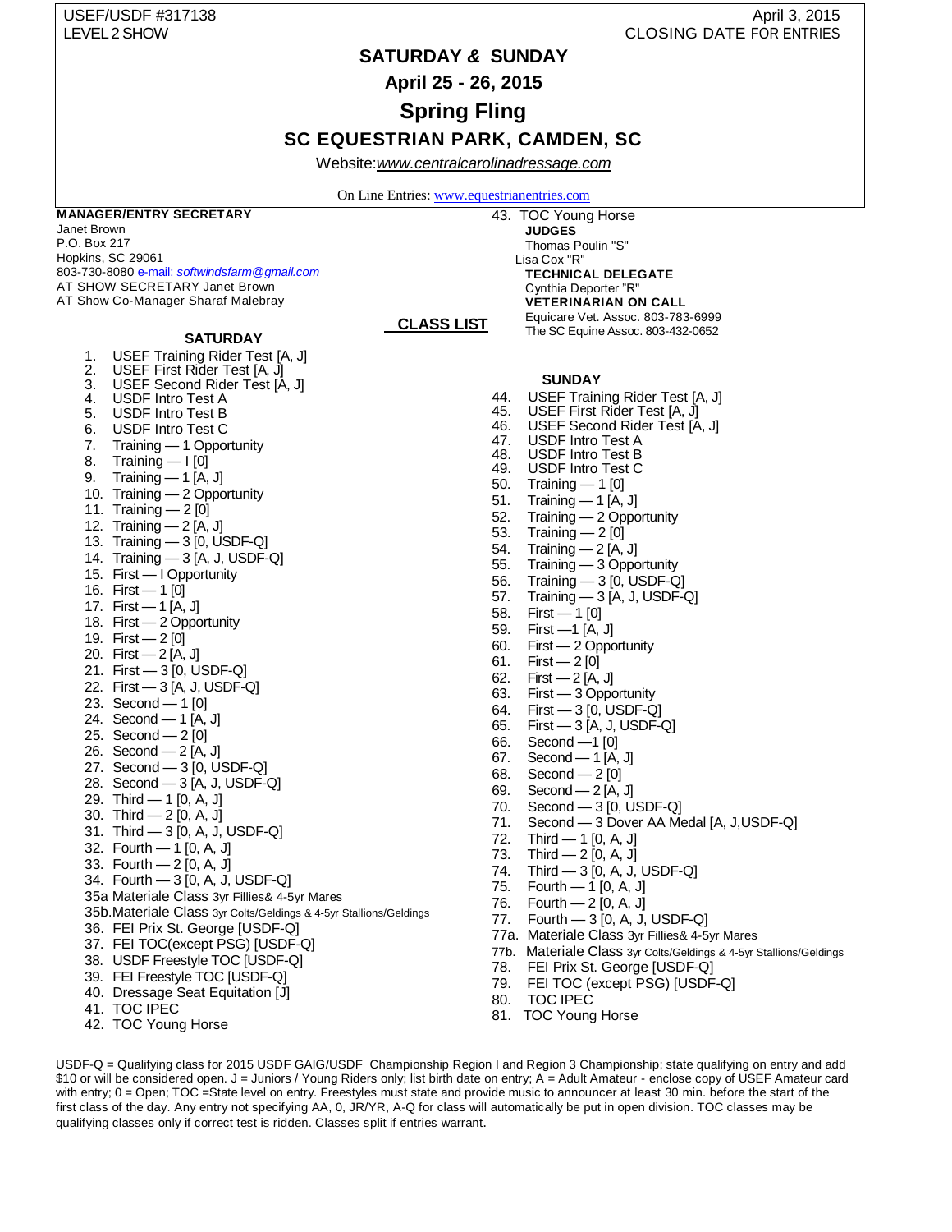USEF/USDF #317138
LEVEL 2 SHOW

April 3, 2015
CLOSING DATE FOR ENTRIES

# SATURDAY & SUNDAY

## April 25 - 26, 2015

# Spring Fling

## SC EQUESTRIAN PARK, CAMDEN, SC

Website: *www.centralcarolinadressage.com*

On Line Entries: www.equestrianentries.com

**MANAGER/ENTRY SECRETARY**
Janet Brown
P.O. Box 217
Hopkins, SC 29061
803-730-8080 e-mail: *softwindsfarm@gmail.com*
AT SHOW SECRETARY Janet Brown
AT Show Co-Manager Sharaf Malebray

**JUDGES**
Thomas Poulin "S"
Lisa Cox "R"

**TECHNICAL DELEGATE**
Cynthia Deporter "R"

**VETERINARIAN ON CALL**
Equicare Vet. Assoc. 803-783-6999
The SC Equine Assoc. 803-432-0652

## CLASS LIST

### SATURDAY

1. USEF Training Rider Test [A, J]
2. USEF First Rider Test [A, J]
3. USEF Second Rider Test [A, J]
4. USDF Intro Test A
5. USDF Intro Test B
6. USDF Intro Test C
7. Training — 1 Opportunity
8. Training — I [0]
9. Training — 1 [A, J]
10. Training — 2 Opportunity
11. Training — 2 [0]
12. Training — 2 [A, J]
13. Training — 3 [0, USDF-Q]
14. Training — 3 [A, J, USDF-Q]
15. First — I Opportunity
16. First — 1 [0]
17. First — 1 [A, J]
18. First — 2 Opportunity
19. First — 2 [0]
20. First — 2 [A, J]
21. First — 3 [0, USDF-Q]
22. First — 3 [A, J, USDF-Q]
23. Second — 1 [0]
24. Second — 1 [A, J]
25. Second — 2 [0]
26. Second — 2 [A, J]
27. Second — 3 [0, USDF-Q]
28. Second — 3 [A, J, USDF-Q]
29. Third — 1 [0, A, J]
30. Third — 2 [0, A, J]
31. Third — 3 [0, A, J, USDF-Q]
32. Fourth — 1 [0, A, J]
33. Fourth — 2 [0, A, J]
34. Fourth — 3 [0, A, J, USDF-Q]

35a Materiale Class 3yr Fillies& 4-5yr Mares
35b. Materiale Class 3yr Colts/Geldings & 4-5yr Stallions/Geldings

36. FEI Prix St. George [USDF-Q]
37. FEI TOC(except PSG) [USDF-Q]
38. USDF Freestyle TOC [USDF-Q]
39. FEI Freestyle TOC [USDF-Q]
40. Dressage Seat Equitation [J]
41. TOC IPEC
42. TOC Young Horse
43. TOC Young Horse

### SUNDAY

44. USEF Training Rider Test [A, J]
45. USEF First Rider Test [A, J]
46. USEF Second Rider Test [A, J]
47. USDF Intro Test A
48. USDF Intro Test B
49. USDF Intro Test C
50. Training — 1 [0]
51. Training — 1 [A, J]
52. Training — 2 Opportunity
53. Training — 2 [0]
54. Training — 2 [A, J]
55. Training — 3 Opportunity
56. Training — 3 [0, USDF-Q]
57. Training — 3 [A, J, USDF-Q]
58. First — 1 [0]
59. First —1 [A, J]
60. First — 2 Opportunity
61. First — 2 [0]
62. First — 2 [A, J]
63. First — 3 Opportunity
64. First — 3 [0, USDF-Q]
65. First — 3 [A, J, USDF-Q]
66. Second —1 [0]
67. Second — 1 [A, J]
68. Second — 2 [0]
69. Second — 2 [A, J]
70. Second — 3 [0, USDF-Q]
71. Second — 3 Dover AA Medal [A, J,USDF-Q]
72. Third — 1 [0, A, J]
73. Third — 2 [0, A, J]
74. Third — 3 [0, A, J, USDF-Q]
75. Fourth — 1 [0, A, J]
76. Fourth — 2 [0, A, J]
77. Fourth — 3 [0, A, J, USDF-Q]

77a. Materiale Class 3yr Fillies& 4-5yr Mares
77b. Materiale Class 3yr Colts/Geldings & 4-5yr Stallions/Geldings

78. FEI Prix St. George [USDF-Q]
79. FEI TOC (except PSG) [USDF-Q]
80. TOC IPEC
81. TOC Young Horse

USDF-Q = Qualifying class for 2015 USDF GAIG/USDF Championship Region I and Region 3 Championship; state qualifying on entry and add $10 or will be considered open. J = Juniors / Young Riders only; list birth date on entry; A = Adult Amateur - enclose copy of USEF Amateur card with entry; 0 = Open; TOC =State level on entry. Freestyles must state and provide music to announcer at least 30 min. before the start of the first class of the day. Any entry not specifying AA, 0, JR/YR, A-Q for class will automatically be put in open division. TOC classes may be qualifying classes only if correct test is ridden. Classes split if entries warrant.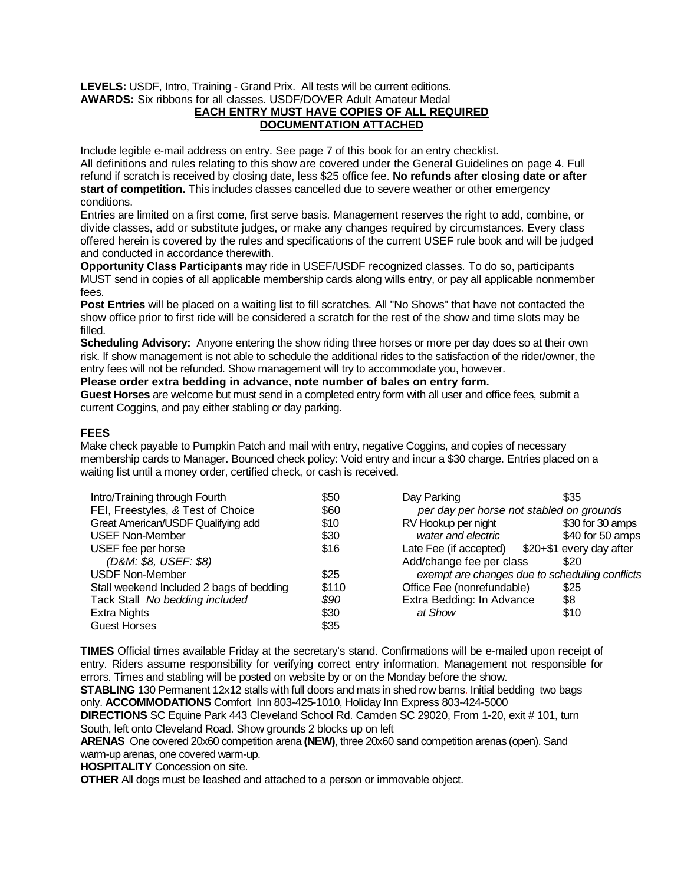**LEVELS:** USDF, Intro, Training - Grand Prix. All tests will be current editions.
**AWARDS:** Six ribbons for all classes. USDF/DOVER Adult Amateur Medal

**EACH ENTRY MUST HAVE COPIES OF ALL REQUIRED DOCUMENTATION ATTACHED**

Include legible e-mail address on entry. See page 7 of this book for an entry checklist.
All definitions and rules relating to this show are covered under the General Guidelines on page 4. Full refund if scratch is received by closing date, less $25 office fee. **No refunds after closing date or after start of competition.** This includes classes cancelled due to severe weather or other emergency conditions.
Entries are limited on a first come, first serve basis. Management reserves the right to add, combine, or divide classes, add or substitute judges, or make any changes required by circumstances. Every class offered herein is covered by the rules and specifications of the current USEF rule book and will be judged and conducted in accordance therewith.
**Opportunity Class Participants** may ride in USEF/USDF recognized classes. To do so, participants MUST send in copies of all applicable membership cards along wills entry, or pay all applicable nonmember fees.
**Post Entries** will be placed on a waiting list to fill scratches. All "No Shows" that have not contacted the show office prior to first ride will be considered a scratch for the rest of the show and time slots may be filled.
**Scheduling Advisory:** Anyone entering the show riding three horses or more per day does so at their own risk. If show management is not able to schedule the additional rides to the satisfaction of the rider/owner, the entry fees will not be refunded. Show management will try to accommodate you, however.
**Please order extra bedding in advance, note number of bales on entry form.**
**Guest Horses** are welcome but must send in a completed entry form with all user and office fees, submit a current Coggins, and pay either stabling or day parking.

## FEES

Make check payable to Pumpkin Patch and mail with entry, negative Coggins, and copies of necessary membership cards to Manager. Bounced check policy: Void entry and incur a $30 charge. Entries placed on a waiting list until a money order, certified check, or cash is received.

| | |
|---|---|
| Intro/Training through Fourth | $50 |
| FEI, Freestyles, & Test of Choice | $60 |
| Great American/USDF Qualifying add | $10 |
| USEF Non-Member | $30 |
| USEF fee per horse *(D&M: $8, USEF: $8)* | $16 |
| USDF Non-Member | $25 |
| Stall weekend Included 2 bags of bedding | $110 |
| Tack Stall *No bedding included* | *$90* |
| Extra Nights | $30 |
| Guest Horses | $35 |

| | |
|---|---|
| Day Parking *per day per horse not stabled on grounds* | $35 |
| RV Hookup per night *water and electric* | $30 for 30 amps; $40 for 50 amps |
| Late Fee (if accepted) | $20+$1 every day after |
| Add/change fee per class *exempt are changes due to scheduling conflicts* | $20 |
| Office Fee (nonrefundable) | $25 |
| Extra Bedding: In Advance | $8 |
| *at Show* | $10 |

**TIMES** Official times available Friday at the secretary's stand. Confirmations will be e-mailed upon receipt of entry. Riders assume responsibility for verifying correct entry information. Management not responsible for errors. Times and stabling will be posted on website by or on the Monday before the show.
**STABLING** 130 Permanent 12x12 stalls with full doors and mats in shed row barns. Initial bedding two bags only. **ACCOMMODATIONS** Comfort Inn 803-425-1010, Holiday Inn Express 803-424-5000
**DIRECTIONS** SC Equine Park 443 Cleveland School Rd. Camden SC 29020, From 1-20, exit # 101, turn South, left onto Cleveland Road. Show grounds 2 blocks up on left
**ARENAS** One covered 20x60 competition arena **(NEW)**, three 20x60 sand competition arenas (open). Sand warm-up arenas, one covered warm-up.
**HOSPITALITY** Concession on site.
**OTHER** All dogs must be leashed and attached to a person or immovable object.